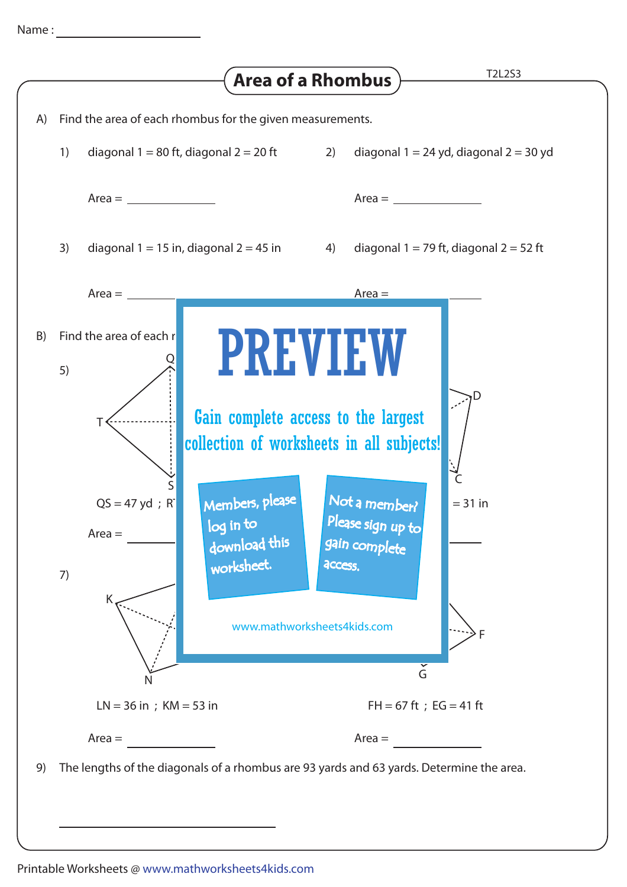Name : ____________________

# Area of a Rhombus

T2L2S3

A) Find the area of each rhombus for the given measurements.

1) diagonal 1 = 80 ft, diagonal 2 = 20 ft

Area = ____________

2) diagonal 1 = 24 yd, diagonal 2 = 30 yd

Area = ____________

3) diagonal 1 = 15 in, diagonal 2 = 45 in

Area = ____________

4) diagonal 1 = 79 ft, diagonal 2 = 52 ft

Area = ____________

B) Find the area of each r

5)

QS = 47 yd ; R

Area = ____________

= 31 in

7)

LN = 36 in ; KM = 53 in

Area = ____________

FH = 67 ft ; EG = 41 ft

Area = ____________

**PREVIEW**

Gain complete access to the largest collection of worksheets in all subjects!

Members, please log in to download this worksheet.

Not a member? Please sign up to gain complete access.

www.mathworksheets4kids.com

9) The lengths of the diagonals of a rhombus are 93 yards and 63 yards. Determine the area.

____________________

Printable Worksheets @ www.mathworksheets4kids.com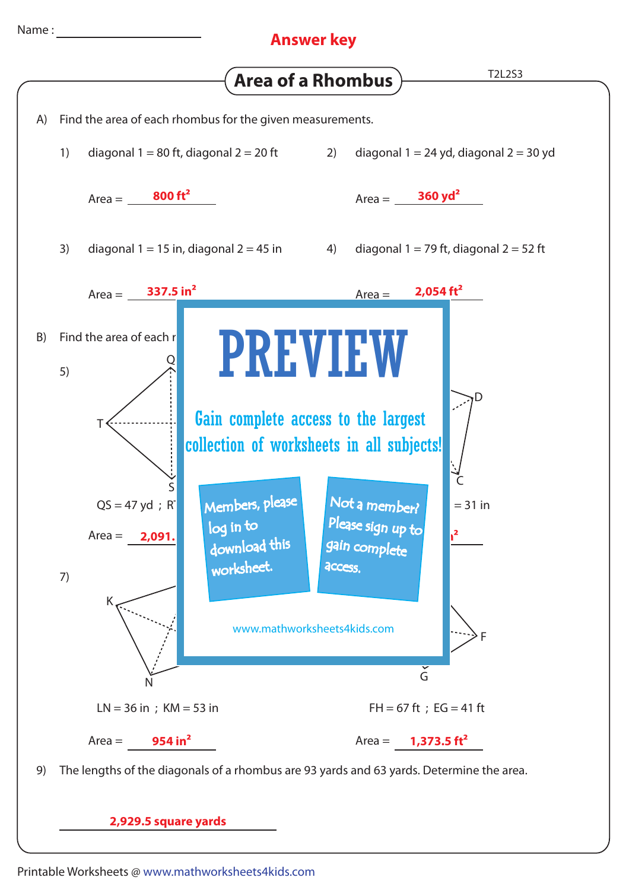Name : ____________________

**Answer key**

# Area of a Rhombus

A) Find the area of each rhombus for the given measurements.

1) diagonal 1 = 80 ft, diagonal 2 = 20 ft

Area = **800 ft$^2$**

2) diagonal 1 = 24 yd, diagonal 2 = 30 yd

Area = **360 yd$^2$**

3) diagonal 1 = 15 in, diagonal 2 = 45 in

Area = **337.5 in$^2$**

4) diagonal 1 = 79 ft, diagonal 2 = 52 ft

Area = **2,054 ft$^2$**

B) Find the area of each r

5)

Q

T

S

D

C

QS = 47 yd ; R

= 31 in

Area = **2,091.**

7)

K

N

F

G

LN = 36 in ; KM = 53 in

Area = **954 in$^2$**

FH = 67 ft ; EG = 41 ft

Area = **1,373.5 ft$^2$**

PREVIEW

Gain complete access to the largest collection of worksheets in all subjects!

Members, please log in to download this worksheet.

Not a member? Please sign up to gain complete access.

www.mathworksheets4kids.com

9) The lengths of the diagonals of a rhombus are 93 yards and 63 yards. Determine the area.

**2,929.5 square yards**

Printable Worksheets @ www.mathworksheets4kids.com